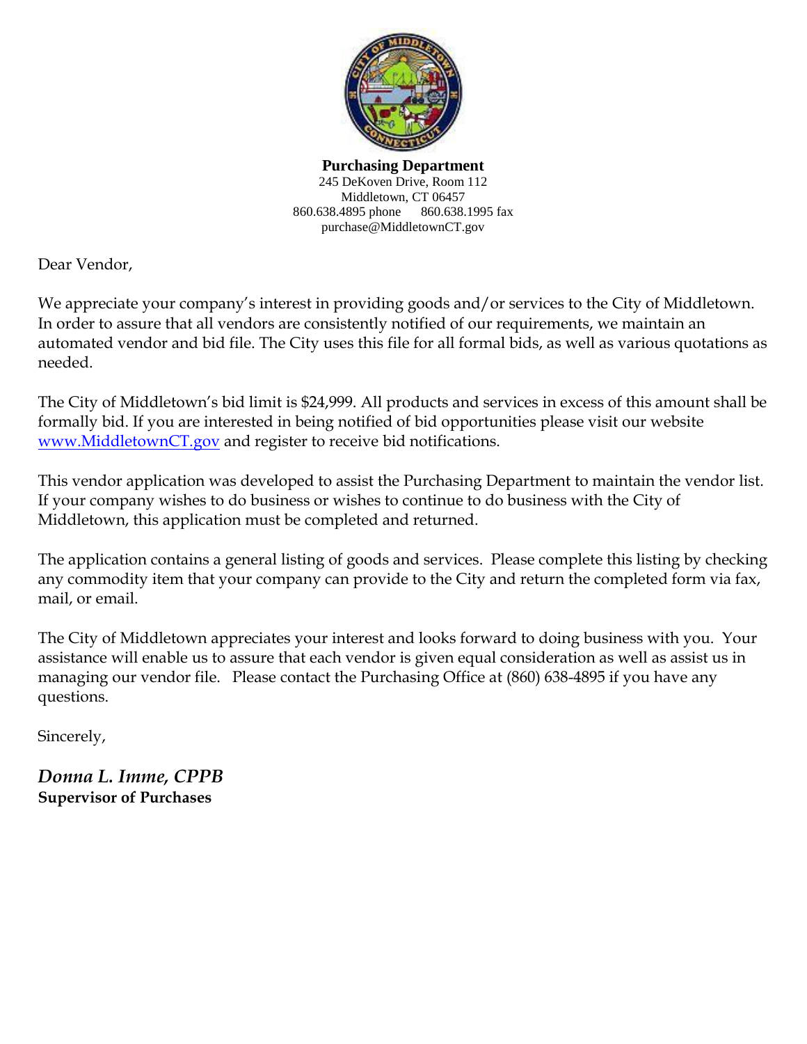**Purchasing Department**
245 DeKoven Drive, Room 112
Middletown, CT 06457
860.638.4895 phone 860.638.1995 fax
purchase@MiddletownCT.gov

Dear Vendor,

We appreciate your company's interest in providing goods and/or services to the City of Middletown. In order to assure that all vendors are consistently notified of our requirements, we maintain an automated vendor and bid file. The City uses this file for all formal bids, as well as various quotations as needed.

The City of Middletown's bid limit is $24,999. All products and services in excess of this amount shall be formally bid. If you are interested in being notified of bid opportunities please visit our website www.MiddletownCT.gov and register to receive bid notifications.

This vendor application was developed to assist the Purchasing Department to maintain the vendor list. If your company wishes to do business or wishes to continue to do business with the City of Middletown, this application must be completed and returned.

The application contains a general listing of goods and services. Please complete this listing by checking any commodity item that your company can provide to the City and return the completed form via fax, mail, or email.

The City of Middletown appreciates your interest and looks forward to doing business with you. Your assistance will enable us to assure that each vendor is given equal consideration as well as assist us in managing our vendor file. Please contact the Purchasing Office at (860) 638-4895 if you have any questions.

Sincerely,

*Donna L. Imme, CPPB*
**Supervisor of Purchases**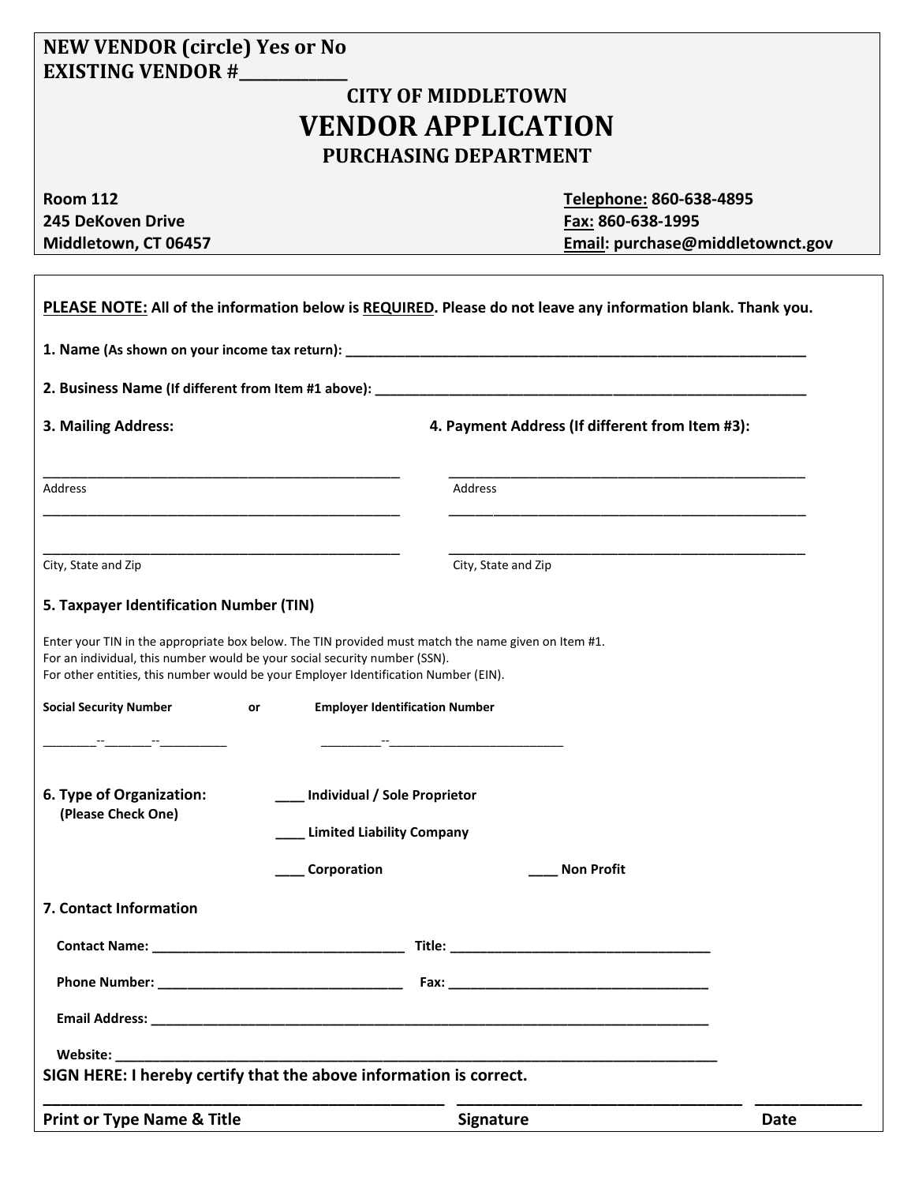**NEW VENDOR (circle) Yes or No**
**EXISTING VENDOR #____________**

# CITY OF MIDDLETOWN
# VENDOR APPLICATION
## PURCHASING DEPARTMENT

**Room 112**
**245 DeKoven Drive**
**Middletown, CT 06457**

**Telephone: 860-638-4895**
**Fax: 860-638-1995**
**Email: purchase@middletownct.gov**

**PLEASE NOTE: All of the information below is REQUIRED. Please do not leave any information blank. Thank you.**

**1. Name** (As shown on your income tax return): ____________________________________________________________

**2. Business Name** (If different from Item #1 above): ________________________________________________________

**3. Mailing Address:**

_______________________________________________
Address
_______________________________________________

_______________________________________________
City, State and Zip

**4. Payment Address (If different from Item #3):**

_______________________________________________
Address
_______________________________________________

_______________________________________________
City, State and Zip

**5. Taxpayer Identification Number (TIN)**

Enter your TIN in the appropriate box below. The TIN provided must match the name given on Item #1.
For an individual, this number would be your social security number (SSN).
For other entities, this number would be your Employer Identification Number (EIN).

**Social Security Number** or **Employer Identification Number**

________--_______--_________ ________--_________________________

**6. Type of Organization:**
**(Please Check One)**

____ Individual / Sole Proprietor

____ Limited Liability Company

____ Corporation

____ Non Profit

**7. Contact Information**

**Contact Name:** _________________________________ **Title:** ___________________________________

**Phone Number:** ________________________________ **Fax:** ___________________________________

**Email Address:** ___________________________________________________________________________

**Website:** _________________________________________________________________________________

**SIGN HERE: I hereby certify that the above information is correct.**

_____________________________________________ _________________________________ ____________
**Print or Type Name & Title** **Signature** **Date**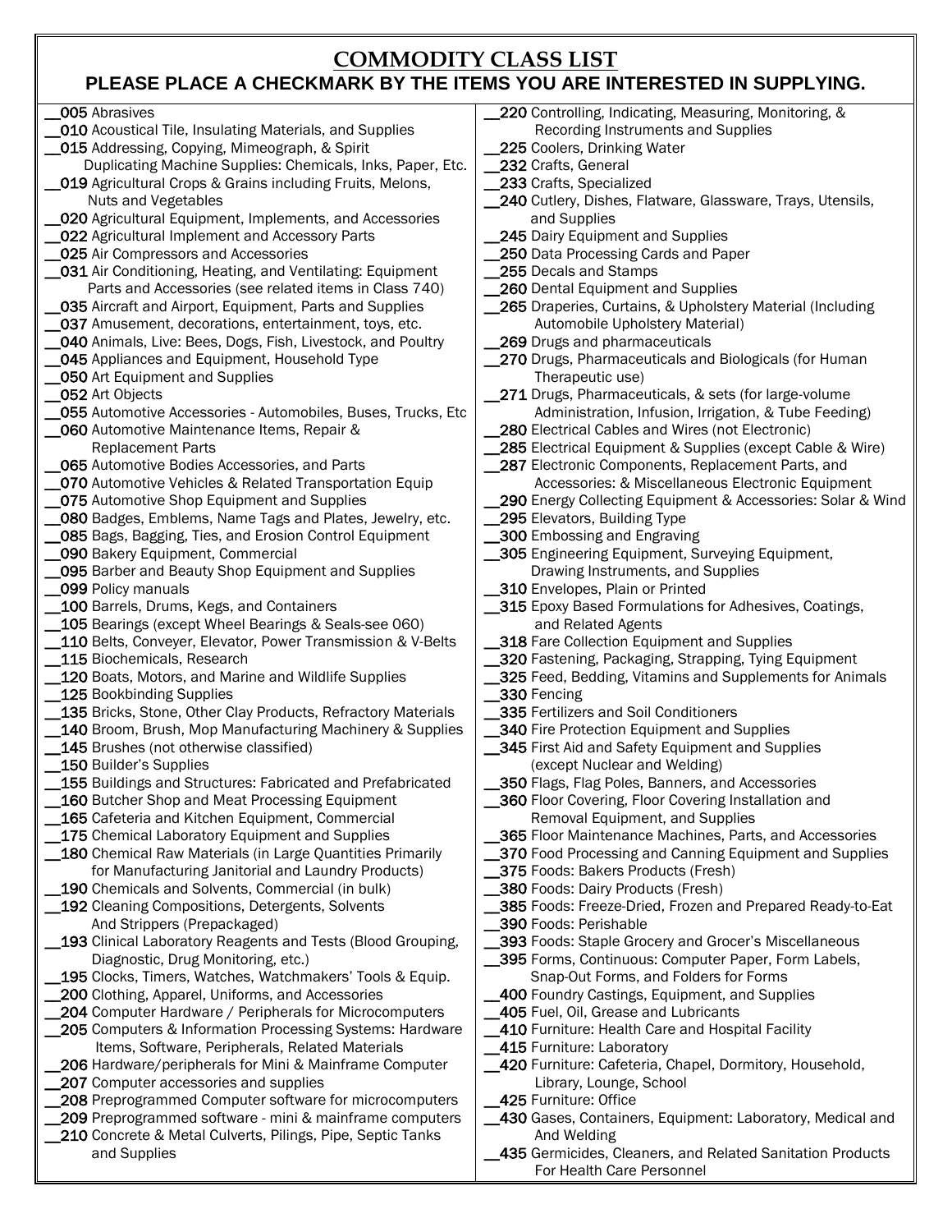# COMMODITY CLASS LIST

## PLEASE PLACE A CHECKMARK BY THE ITEMS YOU ARE INTERESTED IN SUPPLYING.

__**005** Abrasives
__**010** Acoustical Tile, Insulating Materials, and Supplies
__**015** Addressing, Copying, Mimeograph, & Spirit Duplicating Machine Supplies: Chemicals, Inks, Paper, Etc.
__**019** Agricultural Crops & Grains including Fruits, Melons, Nuts and Vegetables
__**020** Agricultural Equipment, Implements, and Accessories
__**022** Agricultural Implement and Accessory Parts
__**025** Air Compressors and Accessories
__**031** Air Conditioning, Heating, and Ventilating: Equipment Parts and Accessories (see related items in Class 740)
__**035** Aircraft and Airport, Equipment, Parts and Supplies
__**037** Amusement, decorations, entertainment, toys, etc.
__**040** Animals, Live: Bees, Dogs, Fish, Livestock, and Poultry
__**045** Appliances and Equipment, Household Type
__**050** Art Equipment and Supplies
__**052** Art Objects
__**055** Automotive Accessories - Automobiles, Buses, Trucks, Etc
__**060** Automotive Maintenance Items, Repair & Replacement Parts
__**065** Automotive Bodies Accessories, and Parts
__**070** Automotive Vehicles & Related Transportation Equip
__**075** Automotive Shop Equipment and Supplies
__**080** Badges, Emblems, Name Tags and Plates, Jewelry, etc.
__**085** Bags, Bagging, Ties, and Erosion Control Equipment
__**090** Bakery Equipment, Commercial
__**095** Barber and Beauty Shop Equipment and Supplies
__**099** Policy manuals
__**100** Barrels, Drums, Kegs, and Containers
__**105** Bearings (except Wheel Bearings & Seals-see 060)
__**110** Belts, Conveyer, Elevator, Power Transmission & V-Belts
__**115** Biochemicals, Research
__**120** Boats, Motors, and Marine and Wildlife Supplies
__**125** Bookbinding Supplies
__**135** Bricks, Stone, Other Clay Products, Refractory Materials
__**140** Broom, Brush, Mop Manufacturing Machinery & Supplies
__**145** Brushes (not otherwise classified)
__**150** Builder's Supplies
__**155** Buildings and Structures: Fabricated and Prefabricated
__**160** Butcher Shop and Meat Processing Equipment
__**165** Cafeteria and Kitchen Equipment, Commercial
__**175** Chemical Laboratory Equipment and Supplies
__**180** Chemical Raw Materials (in Large Quantities Primarily for Manufacturing Janitorial and Laundry Products)
__**190** Chemicals and Solvents, Commercial (in bulk)
__**192** Cleaning Compositions, Detergents, Solvents And Strippers (Prepackaged)
__**193** Clinical Laboratory Reagents and Tests (Blood Grouping, Diagnostic, Drug Monitoring, etc.)
__**195** Clocks, Timers, Watches, Watchmakers' Tools & Equip.
__**200** Clothing, Apparel, Uniforms, and Accessories
__**204** Computer Hardware / Peripherals for Microcomputers
__**205** Computers & Information Processing Systems: Hardware Items, Software, Peripherals, Related Materials
__**206** Hardware/peripherals for Mini & Mainframe Computer
__**207** Computer accessories and supplies
__**208** Preprogrammed Computer software for microcomputers
__**209** Preprogrammed software - mini & mainframe computers
__**210** Concrete & Metal Culverts, Pilings, Pipe, Septic Tanks and Supplies
__**220** Controlling, Indicating, Measuring, Monitoring, & Recording Instruments and Supplies
__**225** Coolers, Drinking Water
__**232** Crafts, General
__**233** Crafts, Specialized
__**240** Cutlery, Dishes, Flatware, Glassware, Trays, Utensils, and Supplies
__**245** Dairy Equipment and Supplies
__**250** Data Processing Cards and Paper
__**255** Decals and Stamps
__**260** Dental Equipment and Supplies
__**265** Draperies, Curtains, & Upholstery Material (Including Automobile Upholstery Material)
__**269** Drugs and pharmaceuticals
__**270** Drugs, Pharmaceuticals and Biologicals (for Human Therapeutic use)
__**271** Drugs, Pharmaceuticals, & sets (for large-volume Administration, Infusion, Irrigation, & Tube Feeding)
__**280** Electrical Cables and Wires (not Electronic)
__**285** Electrical Equipment & Supplies (except Cable & Wire)
__**287** Electronic Components, Replacement Parts, and Accessories: & Miscellaneous Electronic Equipment
__**290** Energy Collecting Equipment & Accessories: Solar & Wind
__**295** Elevators, Building Type
__**300** Embossing and Engraving
__**305** Engineering Equipment, Surveying Equipment, Drawing Instruments, and Supplies
__**310** Envelopes, Plain or Printed
__**315** Epoxy Based Formulations for Adhesives, Coatings, and Related Agents
__**318** Fare Collection Equipment and Supplies
__**320** Fastening, Packaging, Strapping, Tying Equipment
__**325** Feed, Bedding, Vitamins and Supplements for Animals
__**330** Fencing
__**335** Fertilizers and Soil Conditioners
__**340** Fire Protection Equipment and Supplies
__**345** First Aid and Safety Equipment and Supplies (except Nuclear and Welding)
__**350** Flags, Flag Poles, Banners, and Accessories
__**360** Floor Covering, Floor Covering Installation and Removal Equipment, and Supplies
__**365** Floor Maintenance Machines, Parts, and Accessories
__**370** Food Processing and Canning Equipment and Supplies
__**375** Foods: Bakers Products (Fresh)
__**380** Foods: Dairy Products (Fresh)
__**385** Foods: Freeze-Dried, Frozen and Prepared Ready-to-Eat
__**390** Foods: Perishable
__**393** Foods: Staple Grocery and Grocer's Miscellaneous
__**395** Forms, Continuous: Computer Paper, Form Labels, Snap-Out Forms, and Folders for Forms
__**400** Foundry Castings, Equipment, and Supplies
__**405** Fuel, Oil, Grease and Lubricants
__**410** Furniture: Health Care and Hospital Facility
__**415** Furniture: Laboratory
__**420** Furniture: Cafeteria, Chapel, Dormitory, Household, Library, Lounge, School
__**425** Furniture: Office
__**430** Gases, Containers, Equipment: Laboratory, Medical and And Welding
__**435** Germicides, Cleaners, and Related Sanitation Products For Health Care Personnel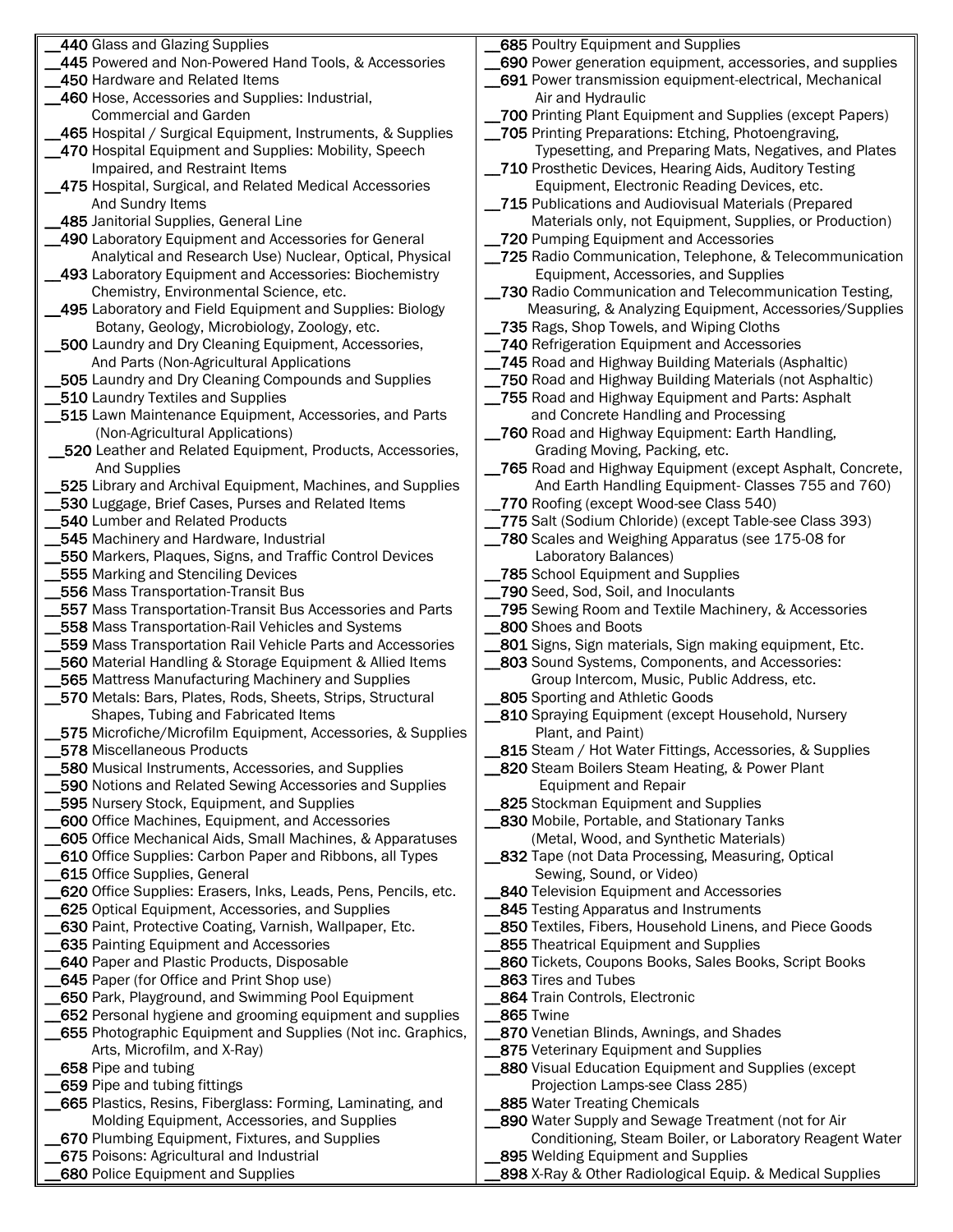__440 Glass and Glazing Supplies
__445 Powered and Non-Powered Hand Tools, & Accessories
__450 Hardware and Related Items
__460 Hose, Accessories and Supplies: Industrial, Commercial and Garden
__465 Hospital / Surgical Equipment, Instruments, & Supplies
__470 Hospital Equipment and Supplies: Mobility, Speech Impaired, and Restraint Items
__475 Hospital, Surgical, and Related Medical Accessories And Sundry Items
__485 Janitorial Supplies, General Line
__490 Laboratory Equipment and Accessories for General Analytical and Research Use) Nuclear, Optical, Physical
__493 Laboratory Equipment and Accessories: Biochemistry Chemistry, Environmental Science, etc.
__495 Laboratory and Field Equipment and Supplies: Biology Botany, Geology, Microbiology, Zoology, etc.
__500 Laundry and Dry Cleaning Equipment, Accessories, And Parts (Non-Agricultural Applications
__505 Laundry and Dry Cleaning Compounds and Supplies
__510 Laundry Textiles and Supplies
__515 Lawn Maintenance Equipment, Accessories, and Parts (Non-Agricultural Applications)
__520 Leather and Related Equipment, Products, Accessories, And Supplies
__525 Library and Archival Equipment, Machines, and Supplies
__530 Luggage, Brief Cases, Purses and Related Items
__540 Lumber and Related Products
__545 Machinery and Hardware, Industrial
__550 Markers, Plaques, Signs, and Traffic Control Devices
__555 Marking and Stenciling Devices
__556 Mass Transportation-Transit Bus
__557 Mass Transportation-Transit Bus Accessories and Parts
__558 Mass Transportation-Rail Vehicles and Systems
__559 Mass Transportation Rail Vehicle Parts and Accessories
__560 Material Handling & Storage Equipment & Allied Items
__565 Mattress Manufacturing Machinery and Supplies
__570 Metals: Bars, Plates, Rods, Sheets, Strips, Structural Shapes, Tubing and Fabricated Items
__575 Microfiche/Microfilm Equipment, Accessories, & Supplies
__578 Miscellaneous Products
__580 Musical Instruments, Accessories, and Supplies
__590 Notions and Related Sewing Accessories and Supplies
__595 Nursery Stock, Equipment, and Supplies
__600 Office Machines, Equipment, and Accessories
__605 Office Mechanical Aids, Small Machines, & Apparatuses
__610 Office Supplies: Carbon Paper and Ribbons, all Types
__615 Office Supplies, General
__620 Office Supplies: Erasers, Inks, Leads, Pens, Pencils, etc.
__625 Optical Equipment, Accessories, and Supplies
__630 Paint, Protective Coating, Varnish, Wallpaper, Etc.
__635 Painting Equipment and Accessories
__640 Paper and Plastic Products, Disposable
__645 Paper (for Office and Print Shop use)
__650 Park, Playground, and Swimming Pool Equipment
__652 Personal hygiene and grooming equipment and supplies
__655 Photographic Equipment and Supplies (Not inc. Graphics, Arts, Microfilm, and X-Ray)
__658 Pipe and tubing
__659 Pipe and tubing fittings
__665 Plastics, Resins, Fiberglass: Forming, Laminating, and Molding Equipment, Accessories, and Supplies
__670 Plumbing Equipment, Fixtures, and Supplies
__675 Poisons: Agricultural and Industrial
__680 Police Equipment and Supplies
__685 Poultry Equipment and Supplies
__690 Power generation equipment, accessories, and supplies
__691 Power transmission equipment-electrical, Mechanical Air and Hydraulic
__700 Printing Plant Equipment and Supplies (except Papers)
__705 Printing Preparations: Etching, Photoengraving, Typesetting, and Preparing Mats, Negatives, and Plates
__710 Prosthetic Devices, Hearing Aids, Auditory Testing Equipment, Electronic Reading Devices, etc.
__715 Publications and Audiovisual Materials (Prepared Materials only, not Equipment, Supplies, or Production)
__720 Pumping Equipment and Accessories
__725 Radio Communication, Telephone, & Telecommunication Equipment, Accessories, and Supplies
__730 Radio Communication and Telecommunication Testing, Measuring, & Analyzing Equipment, Accessories/Supplies
__735 Rags, Shop Towels, and Wiping Cloths
__740 Refrigeration Equipment and Accessories
__745 Road and Highway Building Materials (Asphaltic)
__750 Road and Highway Building Materials (not Asphaltic)
__755 Road and Highway Equipment and Parts: Asphalt and Concrete Handling and Processing
__760 Road and Highway Equipment: Earth Handling, Grading Moving, Packing, etc.
__765 Road and Highway Equipment (except Asphalt, Concrete, And Earth Handling Equipment- Classes 755 and 760)
__770 Roofing (except Wood-see Class 540)
__775 Salt (Sodium Chloride) (except Table-see Class 393)
__780 Scales and Weighing Apparatus (see 175-08 for Laboratory Balances)
__785 School Equipment and Supplies
__790 Seed, Sod, Soil, and Inoculants
__795 Sewing Room and Textile Machinery, & Accessories
__800 Shoes and Boots
__801 Signs, Sign materials, Sign making equipment, Etc.
__803 Sound Systems, Components, and Accessories: Group Intercom, Music, Public Address, etc.
__805 Sporting and Athletic Goods
__810 Spraying Equipment (except Household, Nursery Plant, and Paint)
__815 Steam / Hot Water Fittings, Accessories, & Supplies
__820 Steam Boilers Steam Heating, & Power Plant Equipment and Repair
__825 Stockman Equipment and Supplies
__830 Mobile, Portable, and Stationary Tanks (Metal, Wood, and Synthetic Materials)
__832 Tape (not Data Processing, Measuring, Optical Sewing, Sound, or Video)
__840 Television Equipment and Accessories
__845 Testing Apparatus and Instruments
__850 Textiles, Fibers, Household Linens, and Piece Goods
__855 Theatrical Equipment and Supplies
__860 Tickets, Coupons Books, Sales Books, Script Books
__863 Tires and Tubes
__864 Train Controls, Electronic
__865 Twine
__870 Venetian Blinds, Awnings, and Shades
__875 Veterinary Equipment and Supplies
__880 Visual Education Equipment and Supplies (except Projection Lamps-see Class 285)
__885 Water Treating Chemicals
__890 Water Supply and Sewage Treatment (not for Air Conditioning, Steam Boiler, or Laboratory Reagent Water
__895 Welding Equipment and Supplies
__898 X-Ray & Other Radiological Equip. & Medical Supplies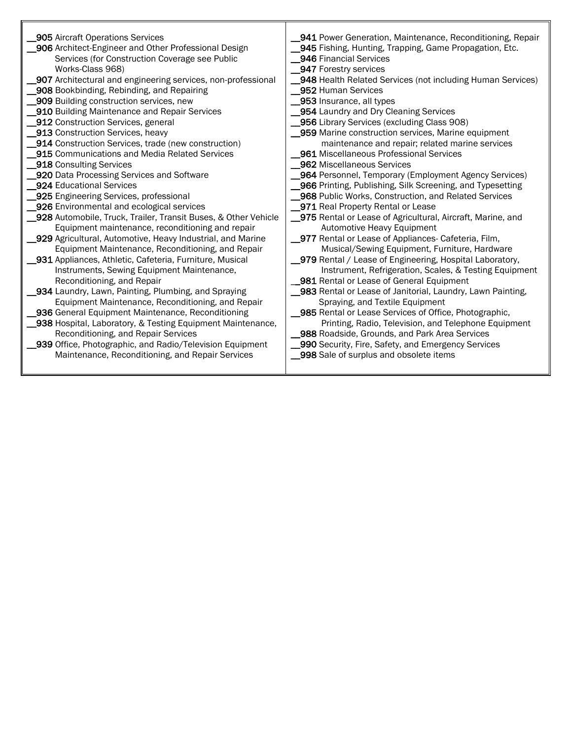__**905** Aircraft Operations Services
__**906** Architect-Engineer and Other Professional Design Services (for Construction Coverage see Public Works-Class 968)
__**907** Architectural and engineering services, non-professional
__**908** Bookbinding, Rebinding, and Repairing
__**909** Building construction services, new
__**910** Building Maintenance and Repair Services
__**912** Construction Services, general
__**913** Construction Services, heavy
__**914** Construction Services, trade (new construction)
__**915** Communications and Media Related Services
__**918** Consulting Services
__**920** Data Processing Services and Software
__**924** Educational Services
__**925** Engineering Services, professional
__**926** Environmental and ecological services
__**928** Automobile, Truck, Trailer, Transit Buses, & Other Vehicle Equipment maintenance, reconditioning and repair
__**929** Agricultural, Automotive, Heavy Industrial, and Marine Equipment Maintenance, Reconditioning, and Repair
__**931** Appliances, Athletic, Cafeteria, Furniture, Musical Instruments, Sewing Equipment Maintenance, Reconditioning, and Repair
__**934** Laundry, Lawn, Painting, Plumbing, and Spraying Equipment Maintenance, Reconditioning, and Repair
__**936** General Equipment Maintenance, Reconditioning
__**938** Hospital, Laboratory, & Testing Equipment Maintenance, Reconditioning, and Repair Services
__**939** Office, Photographic, and Radio/Television Equipment Maintenance, Reconditioning, and Repair Services
__**941** Power Generation, Maintenance, Reconditioning, Repair
__**945** Fishing, Hunting, Trapping, Game Propagation, Etc.
__**946** Financial Services
__**947** Forestry services
__**948** Health Related Services (not including Human Services)
__**952** Human Services
__**953** Insurance, all types
__**954** Laundry and Dry Cleaning Services
__**956** Library Services (excluding Class 908)
__**959** Marine construction services, Marine equipment maintenance and repair; related marine services
__**961** Miscellaneous Professional Services
__**962** Miscellaneous Services
__**964** Personnel, Temporary (Employment Agency Services)
__**966** Printing, Publishing, Silk Screening, and Typesetting
__**968** Public Works, Construction, and Related Services
__**971** Real Property Rental or Lease
__**975** Rental or Lease of Agricultural, Aircraft, Marine, and Automotive Heavy Equipment
__**977** Rental or Lease of Appliances- Cafeteria, Film, Musical/Sewing Equipment, Furniture, Hardware
__**979** Rental / Lease of Engineering, Hospital Laboratory, Instrument, Refrigeration, Scales, & Testing Equipment
__**981** Rental or Lease of General Equipment
__**983** Rental or Lease of Janitorial, Laundry, Lawn Painting, Spraying, and Textile Equipment
__**985** Rental or Lease Services of Office, Photographic, Printing, Radio, Television, and Telephone Equipment
__**988** Roadside, Grounds, and Park Area Services
__**990** Security, Fire, Safety, and Emergency Services
__**998** Sale of surplus and obsolete items